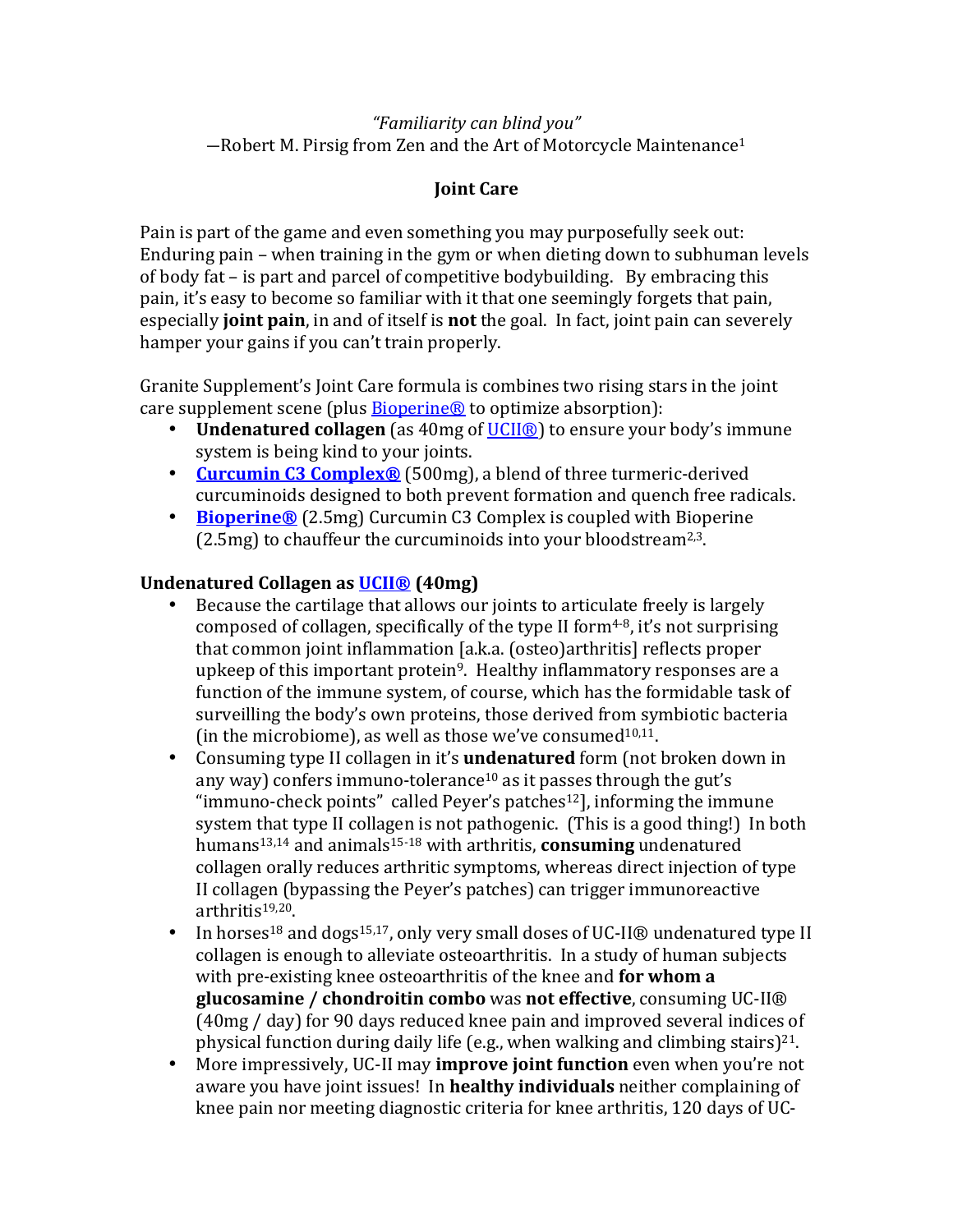*"Familiarity can blind you"*
—Robert M. Pirsig from Zen and the Art of Motorcycle Maintenance[1]

## Joint Care

Pain is part of the game and even something you may purposefully seek out: Enduring pain – when training in the gym or when dieting down to subhuman levels of body fat – is part and parcel of competitive bodybuilding. By embracing this pain, it's easy to become so familiar with it that one seemingly forgets that pain, especially **joint pain**, in and of itself is **not** the goal. In fact, joint pain can severely hamper your gains if you can't train properly.

Granite Supplement's Joint Care formula is combines two rising stars in the joint care supplement scene (plus Bioperine® to optimize absorption):

- **Undenatured collagen** (as 40mg of UCII®) to ensure your body's immune system is being kind to your joints.
- **Curcumin C3 Complex®** (500mg), a blend of three turmeric-derived curcuminoids designed to both prevent formation and quench free radicals.
- **Bioperine®** (2.5mg) Curcumin C3 Complex is coupled with Bioperine (2.5mg) to chauffeur the curcuminoids into your bloodstream[2,3].

### Undenatured Collagen as UCII® (40mg)

- Because the cartilage that allows our joints to articulate freely is largely composed of collagen, specifically of the type II form[4-8], it's not surprising that common joint inflammation [a.k.a. (osteo)arthritis] reflects proper upkeep of this important protein[9]. Healthy inflammatory responses are a function of the immune system, of course, which has the formidable task of surveilling the body's own proteins, those derived from symbiotic bacteria (in the microbiome), as well as those we've consumed[10,11].
- Consuming type II collagen in it's **undenatured** form (not broken down in any way) confers immuno-tolerance[10] as it passes through the gut's "immuno-check points" called Peyer's patches[12]], informing the immune system that type II collagen is not pathogenic. (This is a good thing!) In both humans[13,14] and animals[15-18] with arthritis, **consuming** undenatured collagen orally reduces arthritic symptoms, whereas direct injection of type II collagen (bypassing the Peyer's patches) can trigger immunoreactive arthritis[19,20].
- In horses[18] and dogs[15,17], only very small doses of UC-II® undenatured type II collagen is enough to alleviate osteoarthritis. In a study of human subjects with pre-existing knee osteoarthritis of the knee and **for whom a glucosamine / chondroitin combo** was **not effective**, consuming UC-II® (40mg / day) for 90 days reduced knee pain and improved several indices of physical function during daily life (e.g., when walking and climbing stairs)[21].
- More impressively, UC-II may **improve joint function** even when you're not aware you have joint issues! In **healthy individuals** neither complaining of knee pain nor meeting diagnostic criteria for knee arthritis, 120 days of UC-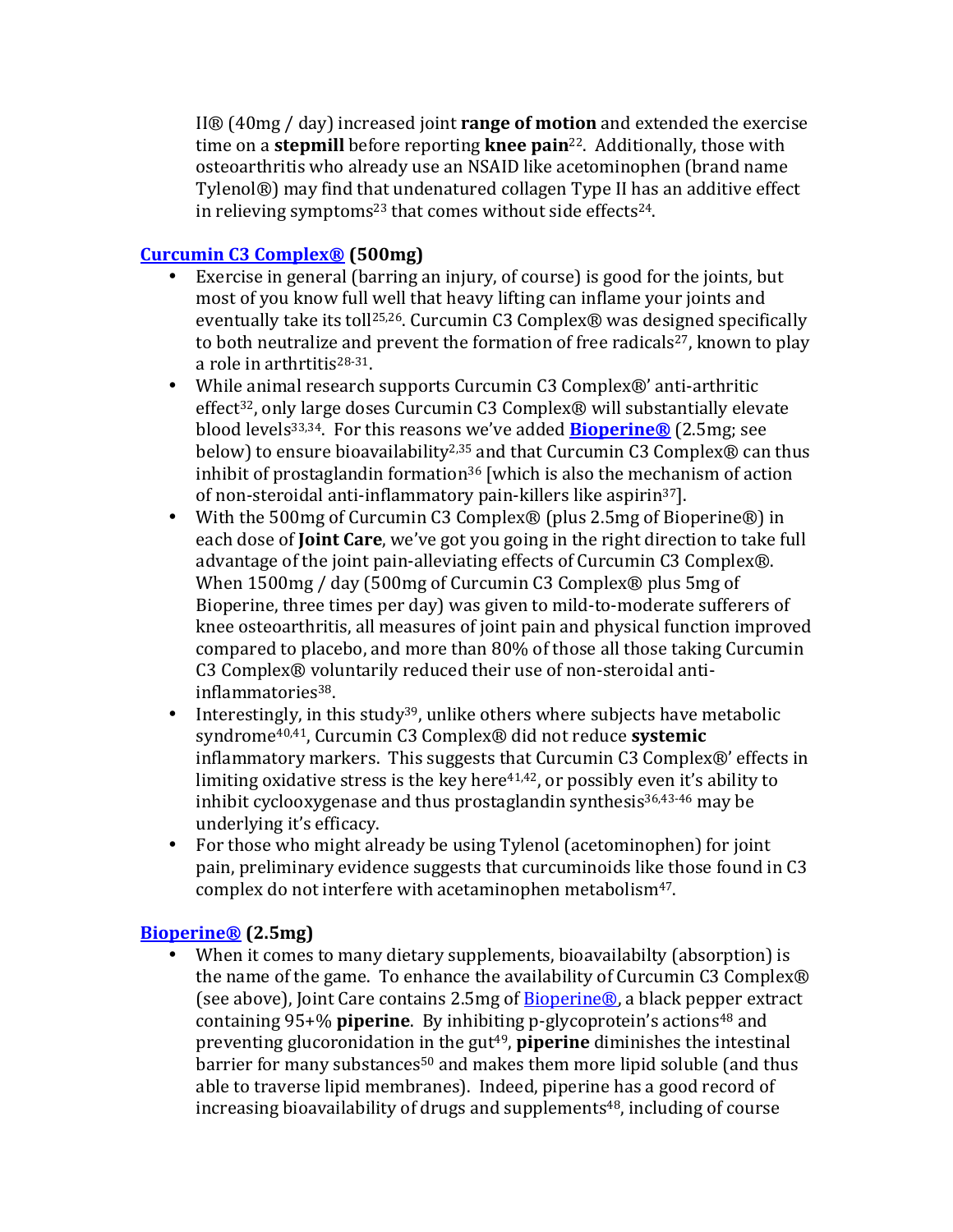II® (40mg / day) increased joint **range of motion** and extended the exercise time on a **stepmill** before reporting **knee pain**[22]. Additionally, those with osteoarthritis who already use an NSAID like acetominophen (brand name Tylenol®) may find that undenatured collagen Type II has an additive effect in relieving symptoms[23] that comes without side effects[24].

**Curcumin C3 Complex® (500mg)**

- Exercise in general (barring an injury, of course) is good for the joints, but most of you know full well that heavy lifting can inflame your joints and eventually take its toll[25,26]. Curcumin C3 Complex® was designed specifically to both neutralize and prevent the formation of free radicals[27], known to play a role in arthrtitis[28-31].
- While animal research supports Curcumin C3 Complex®' anti-arthritic effect[32], only large doses Curcumin C3 Complex® will substantially elevate blood levels[33,34]. For this reasons we've added **Bioperine®** (2.5mg; see below) to ensure bioavailability[2,35] and that Curcumin C3 Complex® can thus inhibit of prostaglandin formation[36] [which is also the mechanism of action of non-steroidal anti-inflammatory pain-killers like aspirin[37]].
- With the 500mg of Curcumin C3 Complex® (plus 2.5mg of Bioperine®) in each dose of **Joint Care**, we've got you going in the right direction to take full advantage of the joint pain-alleviating effects of Curcumin C3 Complex®. When 1500mg / day (500mg of Curcumin C3 Complex® plus 5mg of Bioperine, three times per day) was given to mild-to-moderate sufferers of knee osteoarthritis, all measures of joint pain and physical function improved compared to placebo, and more than 80% of those all those taking Curcumin C3 Complex® voluntarily reduced their use of non-steroidal anti-inflammatories[38].
- Interestingly, in this study[39], unlike others where subjects have metabolic syndrome[40,41], Curcumin C3 Complex® did not reduce **systemic** inflammatory markers. This suggests that Curcumin C3 Complex®' effects in limiting oxidative stress is the key here[41,42], or possibly even it's ability to inhibit cyclooxygenase and thus prostaglandin synthesis[36,43-46] may be underlying it's efficacy.
- For those who might already be using Tylenol (acetominophen) for joint pain, preliminary evidence suggests that curcuminoids like those found in C3 complex do not interfere with acetaminophen metabolism[47].

**Bioperine® (2.5mg)**

- When it comes to many dietary supplements, bioavailabilty (absorption) is the name of the game. To enhance the availability of Curcumin C3 Complex® (see above), Joint Care contains 2.5mg of Bioperine®, a black pepper extract containing 95+% **piperine**. By inhibiting p-glycoprotein's actions[48] and preventing glucoronidation in the gut[49], **piperine** diminishes the intestinal barrier for many substances[50] and makes them more lipid soluble (and thus able to traverse lipid membranes). Indeed, piperine has a good record of increasing bioavailability of drugs and supplements[48], including of course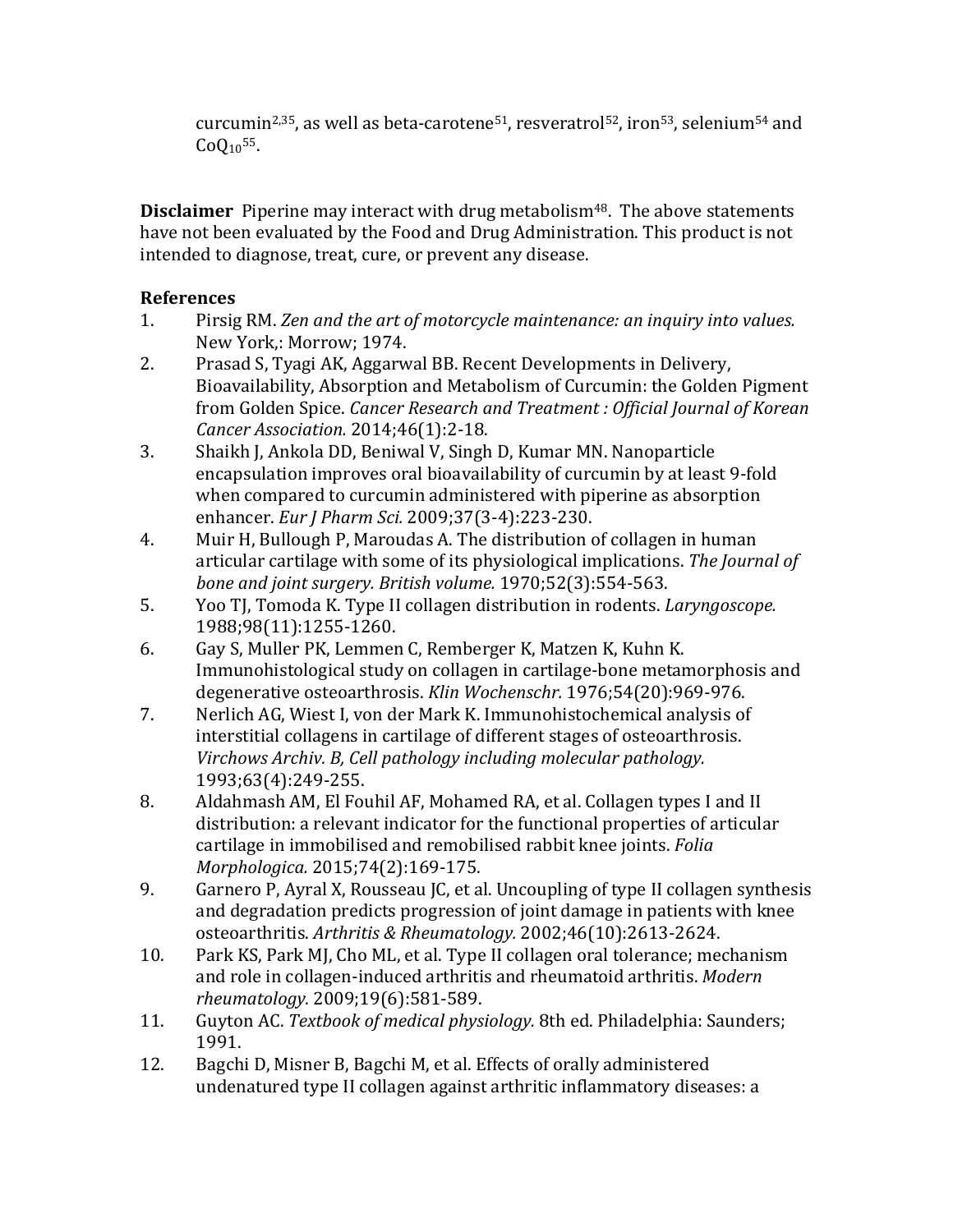curcumin[2,35], as well as beta-carotene[51], resveratrol[52], iron[53], selenium[54] and $CoQ_{10}$[55].

**Disclaimer** Piperine may interact with drug metabolism[48]. The above statements have not been evaluated by the Food and Drug Administration. This product is not intended to diagnose, treat, cure, or prevent any disease.

**References**

1. Pirsig RM. *Zen and the art of motorcycle maintenance: an inquiry into values.* New York,: Morrow; 1974.
2. Prasad S, Tyagi AK, Aggarwal BB. Recent Developments in Delivery, Bioavailability, Absorption and Metabolism of Curcumin: the Golden Pigment from Golden Spice. *Cancer Research and Treatment : Official Journal of Korean Cancer Association.* 2014;46(1):2-18.
3. Shaikh J, Ankola DD, Beniwal V, Singh D, Kumar MN. Nanoparticle encapsulation improves oral bioavailability of curcumin by at least 9-fold when compared to curcumin administered with piperine as absorption enhancer. *Eur J Pharm Sci.* 2009;37(3-4):223-230.
4. Muir H, Bullough P, Maroudas A. The distribution of collagen in human articular cartilage with some of its physiological implications. *The Journal of bone and joint surgery. British volume.* 1970;52(3):554-563.
5. Yoo TJ, Tomoda K. Type II collagen distribution in rodents. *Laryngoscope.* 1988;98(11):1255-1260.
6. Gay S, Muller PK, Lemmen C, Remberger K, Matzen K, Kuhn K. Immunohistological study on collagen in cartilage-bone metamorphosis and degenerative osteoarthrosis. *Klin Wochenschr.* 1976;54(20):969-976.
7. Nerlich AG, Wiest I, von der Mark K. Immunohistochemical analysis of interstitial collagens in cartilage of different stages of osteoarthrosis. *Virchows Archiv. B, Cell pathology including molecular pathology.* 1993;63(4):249-255.
8. Aldahmash AM, El Fouhil AF, Mohamed RA, et al. Collagen types I and II distribution: a relevant indicator for the functional properties of articular cartilage in immobilised and remobilised rabbit knee joints. *Folia Morphologica.* 2015;74(2):169-175.
9. Garnero P, Ayral X, Rousseau JC, et al. Uncoupling of type II collagen synthesis and degradation predicts progression of joint damage in patients with knee osteoarthritis. *Arthritis & Rheumatology.* 2002;46(10):2613-2624.
10. Park KS, Park MJ, Cho ML, et al. Type II collagen oral tolerance; mechanism and role in collagen-induced arthritis and rheumatoid arthritis. *Modern rheumatology.* 2009;19(6):581-589.
11. Guyton AC. *Textbook of medical physiology.* 8th ed. Philadelphia: Saunders; 1991.
12. Bagchi D, Misner B, Bagchi M, et al. Effects of orally administered undenatured type II collagen against arthritic inflammatory diseases: a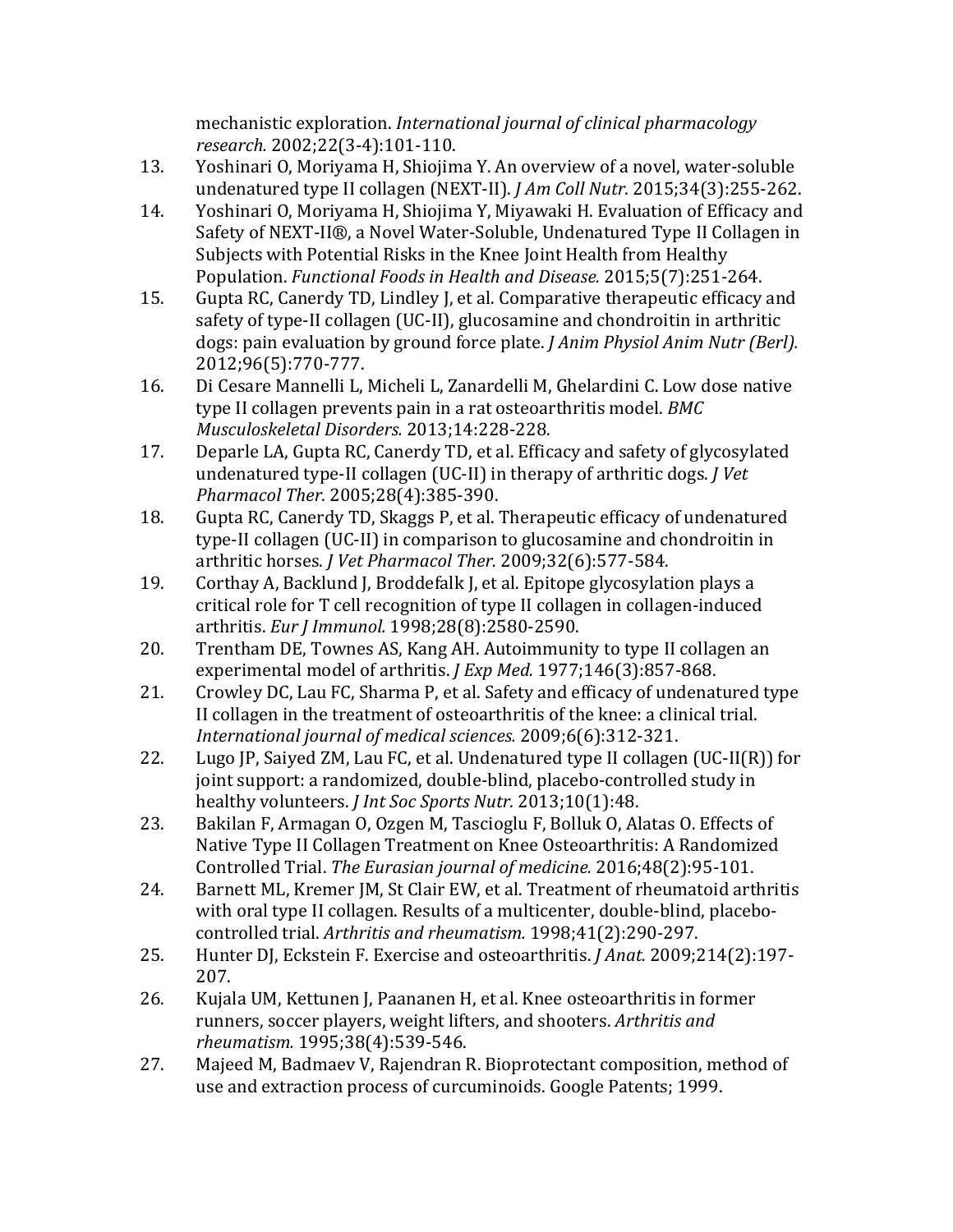mechanistic exploration. *International journal of clinical pharmacology research.* 2002;22(3-4):101-110.

13. Yoshinari O, Moriyama H, Shiojima Y. An overview of a novel, water-soluble undenatured type II collagen (NEXT-II). *J Am Coll Nutr.* 2015;34(3):255-262.
14. Yoshinari O, Moriyama H, Shiojima Y, Miyawaki H. Evaluation of Efficacy and Safety of NEXT-II®, a Novel Water-Soluble, Undenatured Type II Collagen in Subjects with Potential Risks in the Knee Joint Health from Healthy Population. *Functional Foods in Health and Disease.* 2015;5(7):251-264.
15. Gupta RC, Canerdy TD, Lindley J, et al. Comparative therapeutic efficacy and safety of type-II collagen (UC-II), glucosamine and chondroitin in arthritic dogs: pain evaluation by ground force plate. *J Anim Physiol Anim Nutr (Berl).* 2012;96(5):770-777.
16. Di Cesare Mannelli L, Micheli L, Zanardelli M, Ghelardini C. Low dose native type II collagen prevents pain in a rat osteoarthritis model. *BMC Musculoskeletal Disorders.* 2013;14:228-228.
17. Deparle LA, Gupta RC, Canerdy TD, et al. Efficacy and safety of glycosylated undenatured type-II collagen (UC-II) in therapy of arthritic dogs. *J Vet Pharmacol Ther.* 2005;28(4):385-390.
18. Gupta RC, Canerdy TD, Skaggs P, et al. Therapeutic efficacy of undenatured type-II collagen (UC-II) in comparison to glucosamine and chondroitin in arthritic horses. *J Vet Pharmacol Ther.* 2009;32(6):577-584.
19. Corthay A, Backlund J, Broddefalk J, et al. Epitope glycosylation plays a critical role for T cell recognition of type II collagen in collagen-induced arthritis. *Eur J Immunol.* 1998;28(8):2580-2590.
20. Trentham DE, Townes AS, Kang AH. Autoimmunity to type II collagen an experimental model of arthritis. *J Exp Med.* 1977;146(3):857-868.
21. Crowley DC, Lau FC, Sharma P, et al. Safety and efficacy of undenatured type II collagen in the treatment of osteoarthritis of the knee: a clinical trial. *International journal of medical sciences.* 2009;6(6):312-321.
22. Lugo JP, Saiyed ZM, Lau FC, et al. Undenatured type II collagen (UC-II(R)) for joint support: a randomized, double-blind, placebo-controlled study in healthy volunteers. *J Int Soc Sports Nutr.* 2013;10(1):48.
23. Bakilan F, Armagan O, Ozgen M, Tascioglu F, Bolluk O, Alatas O. Effects of Native Type II Collagen Treatment on Knee Osteoarthritis: A Randomized Controlled Trial. *The Eurasian journal of medicine.* 2016;48(2):95-101.
24. Barnett ML, Kremer JM, St Clair EW, et al. Treatment of rheumatoid arthritis with oral type II collagen. Results of a multicenter, double-blind, placebo-controlled trial. *Arthritis and rheumatism.* 1998;41(2):290-297.
25. Hunter DJ, Eckstein F. Exercise and osteoarthritis. *J Anat.* 2009;214(2):197-207.
26. Kujala UM, Kettunen J, Paananen H, et al. Knee osteoarthritis in former runners, soccer players, weight lifters, and shooters. *Arthritis and rheumatism.* 1995;38(4):539-546.
27. Majeed M, Badmaev V, Rajendran R. Bioprotectant composition, method of use and extraction process of curcuminoids. Google Patents; 1999.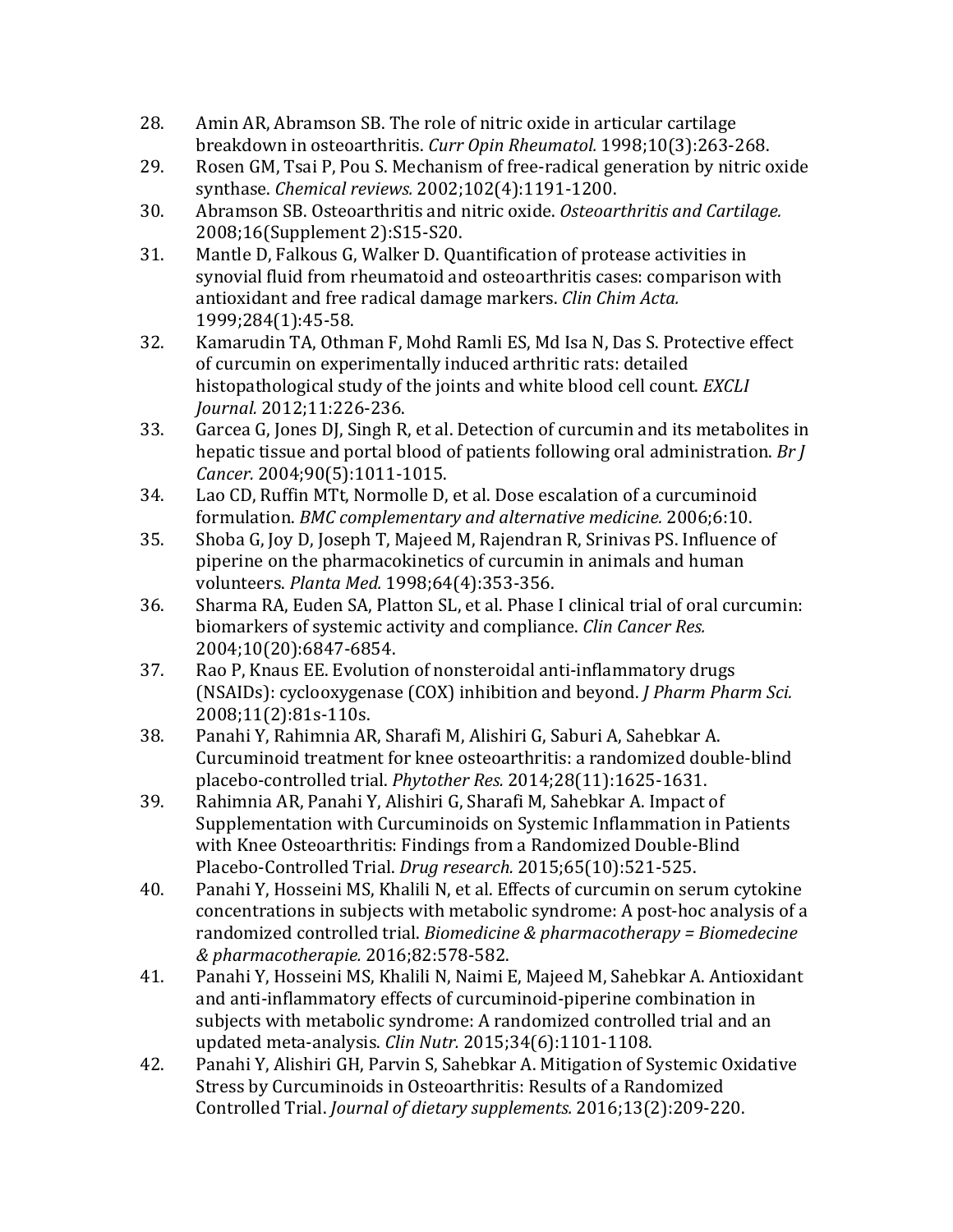28. Amin AR, Abramson SB. The role of nitric oxide in articular cartilage breakdown in osteoarthritis. *Curr Opin Rheumatol.* 1998;10(3):263-268.
29. Rosen GM, Tsai P, Pou S. Mechanism of free-radical generation by nitric oxide synthase. *Chemical reviews.* 2002;102(4):1191-1200.
30. Abramson SB. Osteoarthritis and nitric oxide. *Osteoarthritis and Cartilage.* 2008;16(Supplement 2):S15-S20.
31. Mantle D, Falkous G, Walker D. Quantification of protease activities in synovial fluid from rheumatoid and osteoarthritis cases: comparison with antioxidant and free radical damage markers. *Clin Chim Acta.* 1999;284(1):45-58.
32. Kamarudin TA, Othman F, Mohd Ramli ES, Md Isa N, Das S. Protective effect of curcumin on experimentally induced arthritic rats: detailed histopathological study of the joints and white blood cell count. *EXCLI Journal.* 2012;11:226-236.
33. Garcea G, Jones DJ, Singh R, et al. Detection of curcumin and its metabolites in hepatic tissue and portal blood of patients following oral administration. *Br J Cancer.* 2004;90(5):1011-1015.
34. Lao CD, Ruffin MTt, Normolle D, et al. Dose escalation of a curcuminoid formulation. *BMC complementary and alternative medicine.* 2006;6:10.
35. Shoba G, Joy D, Joseph T, Majeed M, Rajendran R, Srinivas PS. Influence of piperine on the pharmacokinetics of curcumin in animals and human volunteers. *Planta Med.* 1998;64(4):353-356.
36. Sharma RA, Euden SA, Platton SL, et al. Phase I clinical trial of oral curcumin: biomarkers of systemic activity and compliance. *Clin Cancer Res.* 2004;10(20):6847-6854.
37. Rao P, Knaus EE. Evolution of nonsteroidal anti-inflammatory drugs (NSAIDs): cyclooxygenase (COX) inhibition and beyond. *J Pharm Pharm Sci.* 2008;11(2):81s-110s.
38. Panahi Y, Rahimnia AR, Sharafi M, Alishiri G, Saburi A, Sahebkar A. Curcuminoid treatment for knee osteoarthritis: a randomized double-blind placebo-controlled trial. *Phytother Res.* 2014;28(11):1625-1631.
39. Rahimnia AR, Panahi Y, Alishiri G, Sharafi M, Sahebkar A. Impact of Supplementation with Curcuminoids on Systemic Inflammation in Patients with Knee Osteoarthritis: Findings from a Randomized Double-Blind Placebo-Controlled Trial. *Drug research.* 2015;65(10):521-525.
40. Panahi Y, Hosseini MS, Khalili N, et al. Effects of curcumin on serum cytokine concentrations in subjects with metabolic syndrome: A post-hoc analysis of a randomized controlled trial. *Biomedicine & pharmacotherapy = Biomedecine & pharmacotherapie.* 2016;82:578-582.
41. Panahi Y, Hosseini MS, Khalili N, Naimi E, Majeed M, Sahebkar A. Antioxidant and anti-inflammatory effects of curcuminoid-piperine combination in subjects with metabolic syndrome: A randomized controlled trial and an updated meta-analysis. *Clin Nutr.* 2015;34(6):1101-1108.
42. Panahi Y, Alishiri GH, Parvin S, Sahebkar A. Mitigation of Systemic Oxidative Stress by Curcuminoids in Osteoarthritis: Results of a Randomized Controlled Trial. *Journal of dietary supplements.* 2016;13(2):209-220.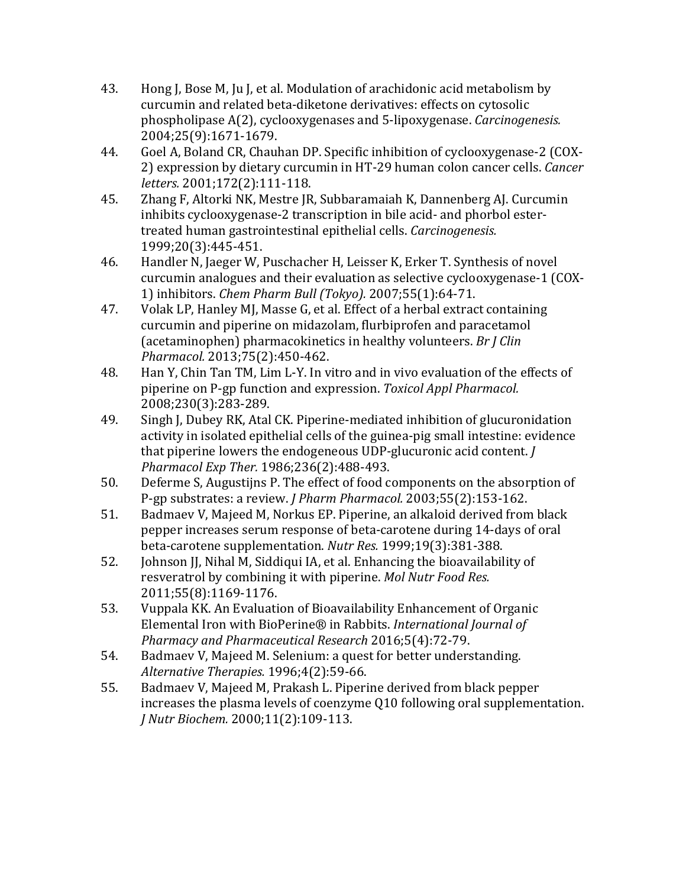43. Hong J, Bose M, Ju J, et al. Modulation of arachidonic acid metabolism by curcumin and related beta-diketone derivatives: effects on cytosolic phospholipase A(2), cyclooxygenases and 5-lipoxygenase. *Carcinogenesis.* 2004;25(9):1671-1679.
44. Goel A, Boland CR, Chauhan DP. Specific inhibition of cyclooxygenase-2 (COX-2) expression by dietary curcumin in HT-29 human colon cancer cells. *Cancer letters.* 2001;172(2):111-118.
45. Zhang F, Altorki NK, Mestre JR, Subbaramaiah K, Dannenberg AJ. Curcumin inhibits cyclooxygenase-2 transcription in bile acid- and phorbol ester-treated human gastrointestinal epithelial cells. *Carcinogenesis.* 1999;20(3):445-451.
46. Handler N, Jaeger W, Puschacher H, Leisser K, Erker T. Synthesis of novel curcumin analogues and their evaluation as selective cyclooxygenase-1 (COX-1) inhibitors. *Chem Pharm Bull (Tokyo).* 2007;55(1):64-71.
47. Volak LP, Hanley MJ, Masse G, et al. Effect of a herbal extract containing curcumin and piperine on midazolam, flurbiprofen and paracetamol (acetaminophen) pharmacokinetics in healthy volunteers. *Br J Clin Pharmacol.* 2013;75(2):450-462.
48. Han Y, Chin Tan TM, Lim L-Y. In vitro and in vivo evaluation of the effects of piperine on P-gp function and expression. *Toxicol Appl Pharmacol.* 2008;230(3):283-289.
49. Singh J, Dubey RK, Atal CK. Piperine-mediated inhibition of glucuronidation activity in isolated epithelial cells of the guinea-pig small intestine: evidence that piperine lowers the endogeneous UDP-glucuronic acid content. *J Pharmacol Exp Ther.* 1986;236(2):488-493.
50. Deferme S, Augustijns P. The effect of food components on the absorption of P-gp substrates: a review. *J Pharm Pharmacol.* 2003;55(2):153-162.
51. Badmaev V, Majeed M, Norkus EP. Piperine, an alkaloid derived from black pepper increases serum response of beta-carotene during 14-days of oral beta-carotene supplementation. *Nutr Res.* 1999;19(3):381-388.
52. Johnson JJ, Nihal M, Siddiqui IA, et al. Enhancing the bioavailability of resveratrol by combining it with piperine. *Mol Nutr Food Res.* 2011;55(8):1169-1176.
53. Vuppala KK. An Evaluation of Bioavailability Enhancement of Organic Elemental Iron with BioPerine® in Rabbits. *International Journal of Pharmacy and Pharmaceutical Research* 2016;5(4):72-79.
54. Badmaev V, Majeed M. Selenium: a quest for better understanding. *Alternative Therapies.* 1996;4(2):59-66.
55. Badmaev V, Majeed M, Prakash L. Piperine derived from black pepper increases the plasma levels of coenzyme Q10 following oral supplementation. *J Nutr Biochem.* 2000;11(2):109-113.